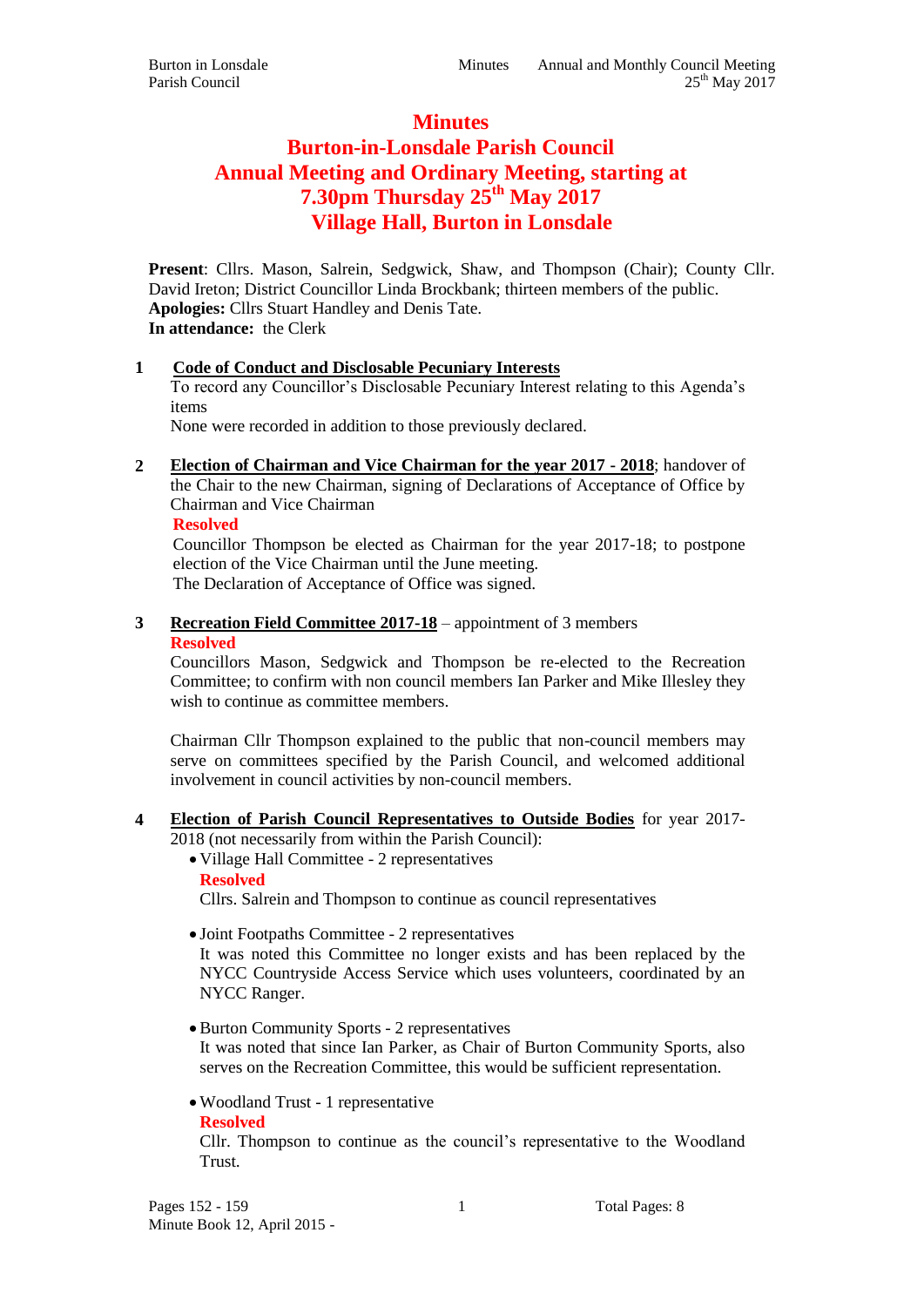# Minutes
# Burton-in-Lonsdale Parish Council
# Annual Meeting and Ordinary Meeting, starting at 7.30pm Thursday 25th May 2017
# Village Hall, Burton in Lonsdale

**Present**: Cllrs. Mason, Salrein, Sedgwick, Shaw, and Thompson (Chair); County Cllr. David Ireton; District Councillor Linda Brockbank; thirteen members of the public.
**Apologies:** Cllrs Stuart Handley and Denis Tate.
**In attendance:** the Clerk

**1** **Code of Conduct and Disclosable Pecuniary Interests**
To record any Councillor's Disclosable Pecuniary Interest relating to this Agenda's items
None were recorded in addition to those previously declared.

**2** **Election of Chairman and Vice Chairman for the year 2017 - 2018**; handover of the Chair to the new Chairman, signing of Declarations of Acceptance of Office by Chairman and Vice Chairman
**Resolved**
Councillor Thompson be elected as Chairman for the year 2017-18; to postpone election of the Vice Chairman until the June meeting.
The Declaration of Acceptance of Office was signed.

**3** **Recreation Field Committee 2017-18** – appointment of 3 members
**Resolved**
Councillors Mason, Sedgwick and Thompson be re-elected to the Recreation Committee; to confirm with non council members Ian Parker and Mike Illesley they wish to continue as committee members.

Chairman Cllr Thompson explained to the public that non-council members may serve on committees specified by the Parish Council, and welcomed additional involvement in council activities by non-council members.

**4** **Election of Parish Council Representatives to Outside Bodies** for year 2017-2018 (not necessarily from within the Parish Council):

- Village Hall Committee - 2 representatives
  **Resolved**
  Cllrs. Salrein and Thompson to continue as council representatives

- Joint Footpaths Committee - 2 representatives
  It was noted this Committee no longer exists and has been replaced by the NYCC Countryside Access Service which uses volunteers, coordinated by an NYCC Ranger.

- Burton Community Sports - 2 representatives
  It was noted that since Ian Parker, as Chair of Burton Community Sports, also serves on the Recreation Committee, this would be sufficient representation.

- Woodland Trust - 1 representative
  **Resolved**
  Cllr. Thompson to continue as the council's representative to the Woodland Trust.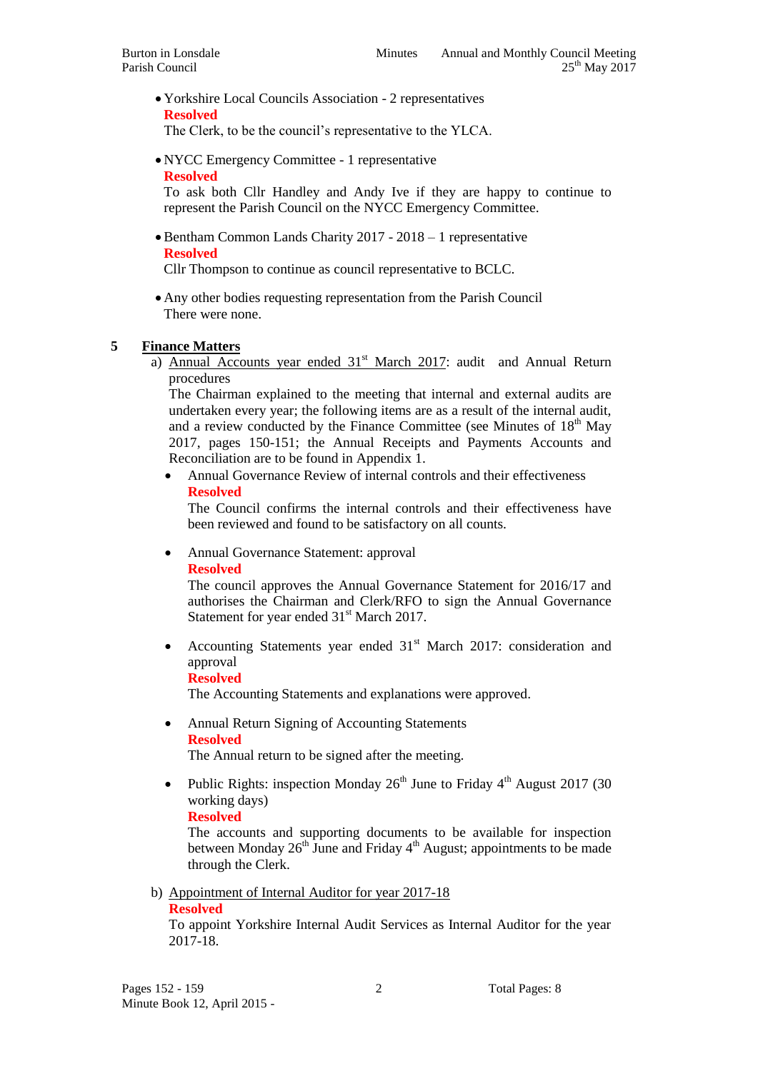- Yorkshire Local Councils Association - 2 representatives
  **Resolved**
  The Clerk, to be the council's representative to the YLCA.

- NYCC Emergency Committee - 1 representative
  **Resolved**
  To ask both Cllr Handley and Andy Ive if they are happy to continue to represent the Parish Council on the NYCC Emergency Committee.

- Bentham Common Lands Charity 2017 - 2018 – 1 representative
  **Resolved**
  Cllr Thompson to continue as council representative to BCLC.

- Any other bodies requesting representation from the Parish Council
  There were none.

## 5 Finance Matters

a) Annual Accounts year ended 31st March 2017: audit and Annual Return procedures

The Chairman explained to the meeting that internal and external audits are undertaken every year; the following items are as a result of the internal audit, and a review conducted by the Finance Committee (see Minutes of 18th May 2017, pages 150-151; the Annual Receipts and Payments Accounts and Reconciliation are to be found in Appendix 1.

- Annual Governance Review of internal controls and their effectiveness
  **Resolved**
  The Council confirms the internal controls and their effectiveness have been reviewed and found to be satisfactory on all counts.

- Annual Governance Statement: approval
  **Resolved**
  The council approves the Annual Governance Statement for 2016/17 and authorises the Chairman and Clerk/RFO to sign the Annual Governance Statement for year ended 31st March 2017.

- Accounting Statements year ended 31st March 2017: consideration and approval
  **Resolved**
  The Accounting Statements and explanations were approved.

- Annual Return Signing of Accounting Statements
  **Resolved**
  The Annual return to be signed after the meeting.

- Public Rights: inspection Monday 26th June to Friday 4th August 2017 (30 working days)
  **Resolved**
  The accounts and supporting documents to be available for inspection between Monday 26th June and Friday 4th August; appointments to be made through the Clerk.

b) Appointment of Internal Auditor for year 2017-18

**Resolved**
To appoint Yorkshire Internal Audit Services as Internal Auditor for the year 2017-18.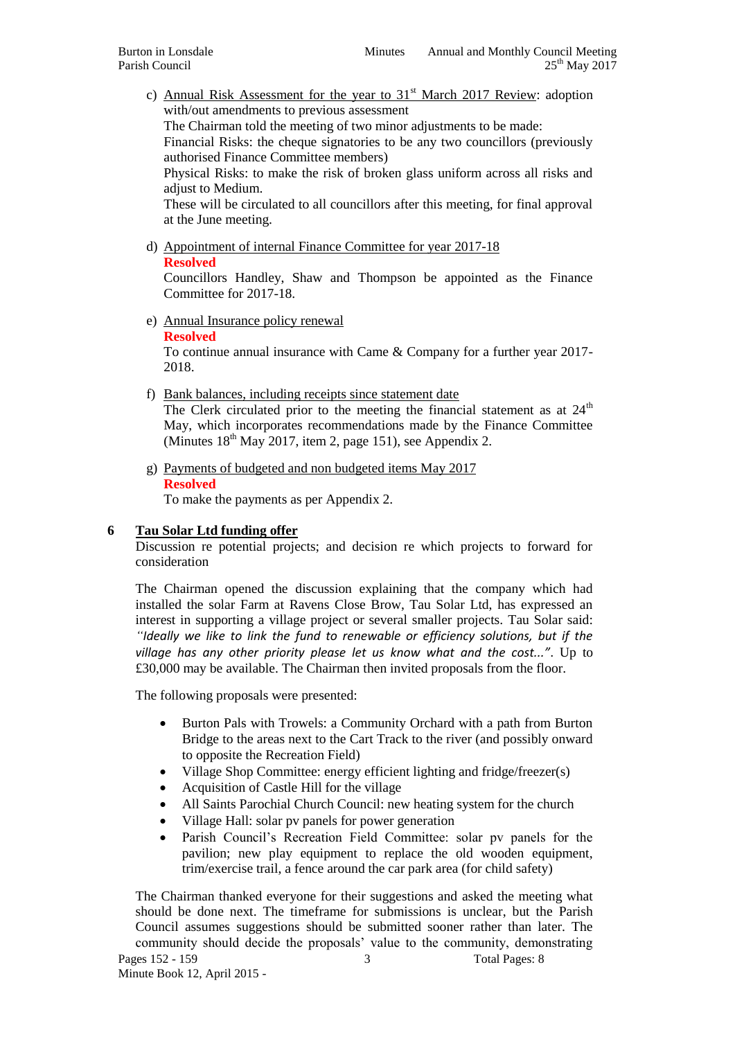c) Annual Risk Assessment for the year to 31st March 2017 Review: adoption with/out amendments to previous assessment

The Chairman told the meeting of two minor adjustments to be made:

Financial Risks: the cheque signatories to be any two councillors (previously authorised Finance Committee members)

Physical Risks: to make the risk of broken glass uniform across all risks and adjust to Medium.

These will be circulated to all councillors after this meeting, for final approval at the June meeting.

d) Appointment of internal Finance Committee for year 2017-18

**Resolved**

Councillors Handley, Shaw and Thompson be appointed as the Finance Committee for 2017-18.

e) Annual Insurance policy renewal

**Resolved**

To continue annual insurance with Came & Company for a further year 2017-2018.

f) Bank balances, including receipts since statement date

The Clerk circulated prior to the meeting the financial statement as at 24th May, which incorporates recommendations made by the Finance Committee (Minutes 18th May 2017, item 2, page 151), see Appendix 2.

g) Payments of budgeted and non budgeted items May 2017

**Resolved**

To make the payments as per Appendix 2.

## 6 Tau Solar Ltd funding offer

Discussion re potential projects; and decision re which projects to forward for consideration

The Chairman opened the discussion explaining that the company which had installed the solar Farm at Ravens Close Brow, Tau Solar Ltd, has expressed an interest in supporting a village project or several smaller projects. Tau Solar said: *"Ideally we like to link the fund to renewable or efficiency solutions, but if the village has any other priority please let us know what and the cost..."*. Up to £30,000 may be available. The Chairman then invited proposals from the floor.

The following proposals were presented:

- Burton Pals with Trowels: a Community Orchard with a path from Burton Bridge to the areas next to the Cart Track to the river (and possibly onward to opposite the Recreation Field)
- Village Shop Committee: energy efficient lighting and fridge/freezer(s)
- Acquisition of Castle Hill for the village
- All Saints Parochial Church Council: new heating system for the church
- Village Hall: solar pv panels for power generation
- Parish Council's Recreation Field Committee: solar pv panels for the pavilion; new play equipment to replace the old wooden equipment, trim/exercise trail, a fence around the car park area (for child safety)

The Chairman thanked everyone for their suggestions and asked the meeting what should be done next. The timeframe for submissions is unclear, but the Parish Council assumes suggestions should be submitted sooner rather than later. The community should decide the proposals' value to the community, demonstrating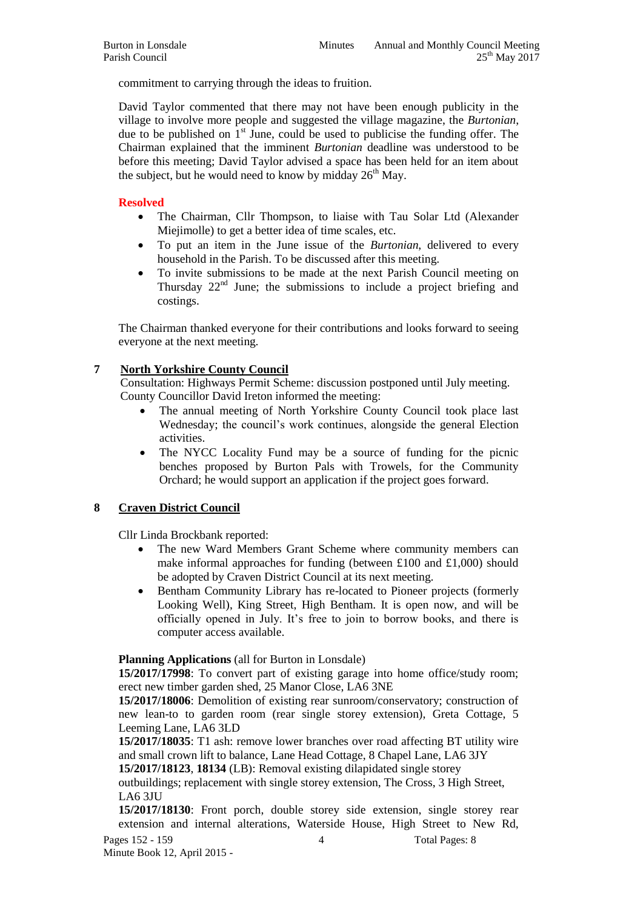commitment to carrying through the ideas to fruition.

David Taylor commented that there may not have been enough publicity in the village to involve more people and suggested the village magazine, the *Burtonian*, due to be published on 1st June, could be used to publicise the funding offer. The Chairman explained that the imminent *Burtonian* deadline was understood to be before this meeting; David Taylor advised a space has been held for an item about the subject, but he would need to know by midday 26th May.

**Resolved**

- The Chairman, Cllr Thompson, to liaise with Tau Solar Ltd (Alexander Miejimolle) to get a better idea of time scales, etc.
- To put an item in the June issue of the *Burtonian*, delivered to every household in the Parish. To be discussed after this meeting.
- To invite submissions to be made at the next Parish Council meeting on Thursday 22nd June; the submissions to include a project briefing and costings.

The Chairman thanked everyone for their contributions and looks forward to seeing everyone at the next meeting.

## 7 North Yorkshire County Council

Consultation: Highways Permit Scheme: discussion postponed until July meeting.
County Councillor David Ireton informed the meeting:

- The annual meeting of North Yorkshire County Council took place last Wednesday; the council's work continues, alongside the general Election activities.
- The NYCC Locality Fund may be a source of funding for the picnic benches proposed by Burton Pals with Trowels, for the Community Orchard; he would support an application if the project goes forward.

## 8 Craven District Council

Cllr Linda Brockbank reported:

- The new Ward Members Grant Scheme where community members can make informal approaches for funding (between £100 and £1,000) should be adopted by Craven District Council at its next meeting.
- Bentham Community Library has re-located to Pioneer projects (formerly Looking Well), King Street, High Bentham. It is open now, and will be officially opened in July. It's free to join to borrow books, and there is computer access available.

**Planning Applications** (all for Burton in Lonsdale)

**15/2017/17998**: To convert part of existing garage into home office/study room; erect new timber garden shed, 25 Manor Close, LA6 3NE

**15/2017/18006**: Demolition of existing rear sunroom/conservatory; construction of new lean-to to garden room (rear single storey extension), Greta Cottage, 5 Leeming Lane, LA6 3LD

**15/2017/18035**: T1 ash: remove lower branches over road affecting BT utility wire and small crown lift to balance, Lane Head Cottage, 8 Chapel Lane, LA6 3JY

**15/2017/18123**, **18134** (LB): Removal existing dilapidated single storey outbuildings; replacement with single storey extension, The Cross, 3 High Street, LA6 3JU

**15/2017/18130**: Front porch, double storey side extension, single storey rear extension and internal alterations, Waterside House, High Street to New Rd,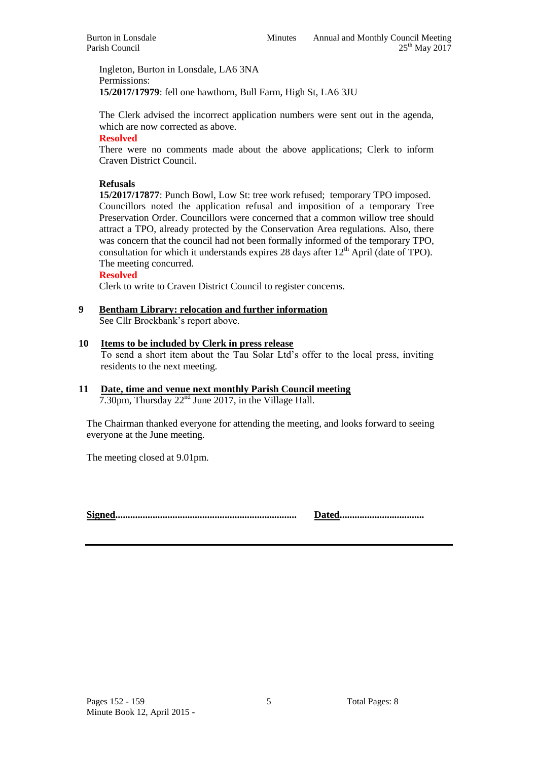Ingleton, Burton in Lonsdale, LA6 3NA
Permissions:
**15/2017/17979**: fell one hawthorn, Bull Farm, High St, LA6 3JU

The Clerk advised the incorrect application numbers were sent out in the agenda, which are now corrected as above.

**Resolved**

There were no comments made about the above applications; Clerk to inform Craven District Council.

**Refusals**

**15/2017/17877**: Punch Bowl, Low St: tree work refused; temporary TPO imposed. Councillors noted the application refusal and imposition of a temporary Tree Preservation Order. Councillors were concerned that a common willow tree should attract a TPO, already protected by the Conservation Area regulations. Also, there was concern that the council had not been formally informed of the temporary TPO, consultation for which it understands expires 28 days after 12th April (date of TPO). The meeting concurred.

**Resolved**

Clerk to write to Craven District Council to register concerns.

**9 Bentham Library: relocation and further information**

See Cllr Brockbank's report above.

**10 Items to be included by Clerk in press release**

To send a short item about the Tau Solar Ltd's offer to the local press, inviting residents to the next meeting.

**11 Date, time and venue next monthly Parish Council meeting**

7.30pm, Thursday 22nd June 2017, in the Village Hall.

The Chairman thanked everyone for attending the meeting, and looks forward to seeing everyone at the June meeting.

The meeting closed at 9.01pm.

**Signed**........................................................................ **Dated**.................................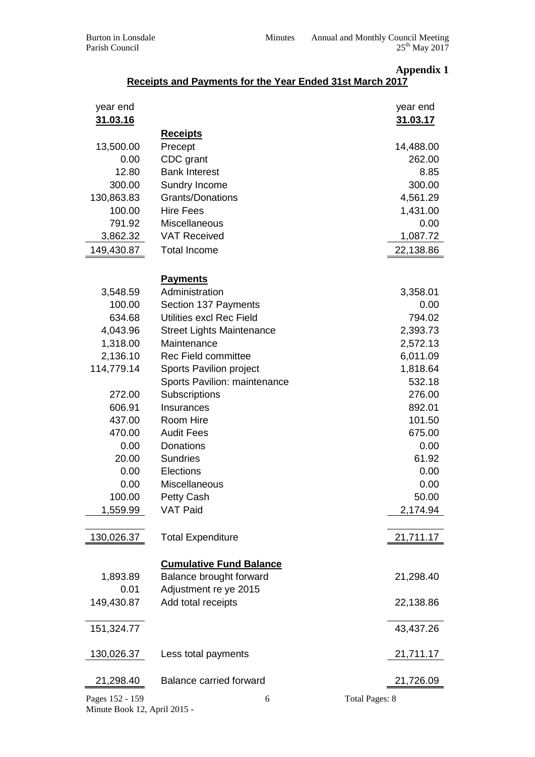**Appendix 1**

## Receipts and Payments for the Year Ended 31st March 2017

| year end 31.03.16 | | year end 31.03.17 |
|---|---|---|
| | **Receipts** | |
| 13,500.00 | Precept | 14,488.00 |
| 0.00 | CDC grant | 262.00 |
| 12.80 | Bank Interest | 8.85 |
| 300.00 | Sundry Income | 300.00 |
| 130,863.83 | Grants/Donations | 4,561.29 |
| 100.00 | Hire Fees | 1,431.00 |
| 791.92 | Miscellaneous | 0.00 |
| 3,862.32 | VAT Received | 1,087.72 |
| 149,430.87 | Total Income | 22,138.86 |
| | **Payments** | |
| 3,548.59 | Administration | 3,358.01 |
| 100.00 | Section 137 Payments | 0.00 |
| 634.68 | Utilities excl Rec Field | 794.02 |
| 4,043.96 | Street Lights Maintenance | 2,393.73 |
| 1,318.00 | Maintenance | 2,572.13 |
| 2,136.10 | Rec Field committee | 6,011.09 |
| 114,779.14 | Sports Pavilion project | 1,818.64 |
| | Sports Pavilion: maintenance | 532.18 |
| 272.00 | Subscriptions | 276.00 |
| 606.91 | Insurances | 892.01 |
| 437.00 | Room Hire | 101.50 |
| 470.00 | Audit Fees | 675.00 |
| 0.00 | Donations | 0.00 |
| 20.00 | Sundries | 61.92 |
| 0.00 | Elections | 0.00 |
| 0.00 | Miscellaneous | 0.00 |
| 100.00 | Petty Cash | 50.00 |
| 1,559.99 | VAT Paid | 2,174.94 |
| 130,026.37 | Total Expenditure | 21,711.17 |
| | **Cumulative Fund Balance** | |
| 1,893.89 | Balance brought forward | 21,298.40 |
| 0.01 | Adjustment re ye 2015 | |
| 149,430.87 | Add total receipts | 22,138.86 |
| 151,324.77 | | 43,437.26 |
| 130,026.37 | Less total payments | 21,711.17 |
| 21,298.40 | Balance carried forward | 21,726.09 |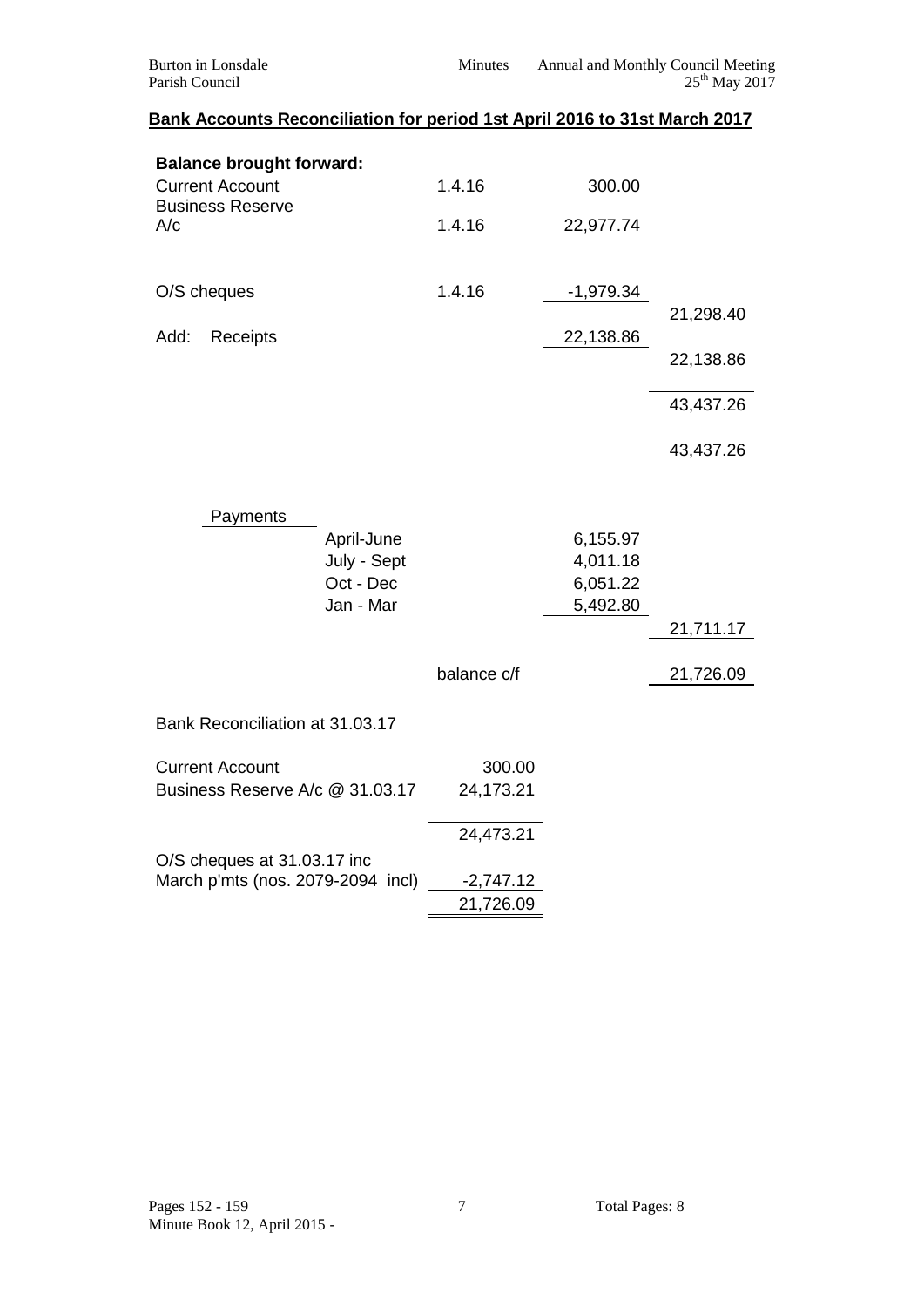**Bank Accounts Reconciliation for period 1st April 2016 to 31st March 2017**

| | | | | |
|---|---|---|---|---|
| **Balance brought forward:** | | | | |
| Current Account | | 1.4.16 | 300.00 | |
| Business Reserve A/c | | 1.4.16 | 22,977.74 | |
| O/S cheques | | 1.4.16 | -1,979.34 | |
| | | | | 21,298.40 |
| Add: Receipts | | | 22,138.86 | |
| | | | | 22,138.86 |
| | | | | 43,437.26 |
| | | | | 43,437.26 |
| Payments | | | | |
| | April-June | | 6,155.97 | |
| | July - Sept | | 4,011.18 | |
| | Oct - Dec | | 6,051.22 | |
| | Jan - Mar | | 5,492.80 | |
| | | | | 21,711.17 |
| | | balance c/f | | 21,726.09 |

Bank Reconciliation at 31.03.17

| | |
|---|---|
| Current Account | 300.00 |
| Business Reserve A/c @ 31.03.17 | 24,173.21 |
| | 24,473.21 |
| O/S cheques at 31.03.17 inc March p'mts (nos. 2079-2094 incl) | -2,747.12 |
| | 21,726.09 |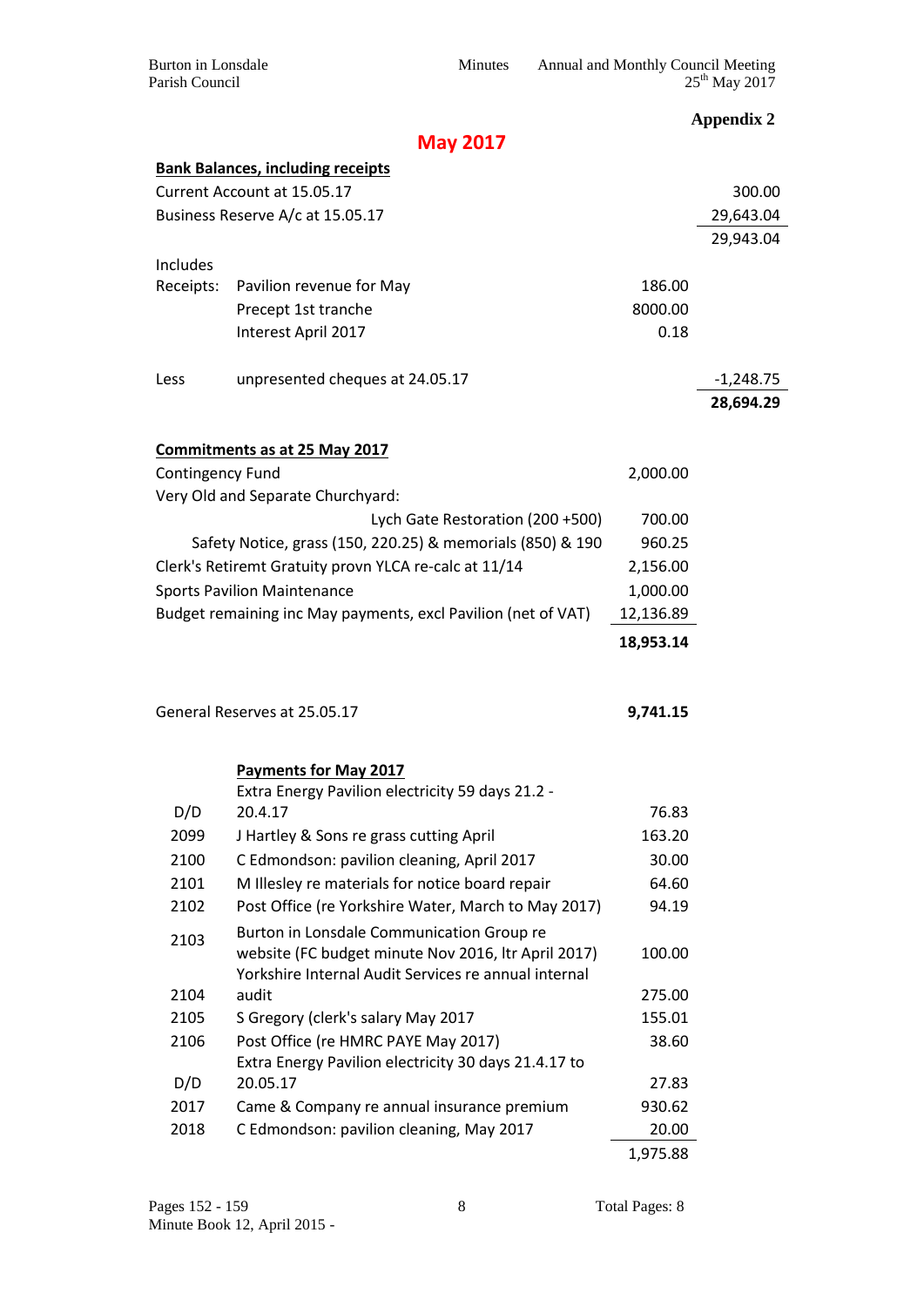**Appendix 2**

## May 2017

| | | | |
|---|---|---|---|
| **Bank Balances, including receipts** | | | |
| Current Account at 15.05.17 | | | 300.00 |
| Business Reserve A/c at 15.05.17 | | | 29,643.04 |
| | | | 29,943.04 |
| Includes | | | |
| Receipts: | Pavilion revenue for May | 186.00 | |
| | Precept 1st tranche | 8000.00 | |
| | Interest April 2017 | 0.18 | |
| Less | unpresented cheques at 24.05.17 | | -1,248.75 |
| | | | **28,694.29** |

| | |
|---|---|
| **Commitments as at 25 May 2017** | |
| Contingency Fund | 2,000.00 |
| Very Old and Separate Churchyard: | |
| Lych Gate Restoration (200 +500) | 700.00 |
| Safety Notice, grass (150, 220.25) & memorials (850) & 190 | 960.25 |
| Clerk's Retiremt Gratuity provn YLCA re-calc at 11/14 | 2,156.00 |
| Sports Pavilion Maintenance | 1,000.00 |
| Budget remaining inc May payments, excl Pavilion (net of VAT) | 12,136.89 |
| | **18,953.14** |
| General Reserves at 25.05.17 | **9,741.15** |

**Payments for May 2017**

| | | |
|---|---|---|
| D/D | Extra Energy Pavilion electricity 59 days 21.2 - 20.4.17 | 76.83 |
| 2099 | J Hartley & Sons re grass cutting April | 163.20 |
| 2100 | C Edmondson: pavilion cleaning, April 2017 | 30.00 |
| 2101 | M Illesley re materials for notice board repair | 64.60 |
| 2102 | Post Office (re Yorkshire Water, March to May 2017) | 94.19 |
| 2103 | Burton in Lonsdale Communication Group re website (FC budget minute Nov 2016, ltr April 2017) | 100.00 |
| 2104 | Yorkshire Internal Audit Services re annual internal audit | 275.00 |
| 2105 | S Gregory (clerk's salary May 2017 | 155.01 |
| 2106 | Post Office (re HMRC PAYE May 2017) | 38.60 |
| D/D | Extra Energy Pavilion electricity 30 days 21.4.17 to 20.05.17 | 27.83 |
| 2017 | Came & Company re annual insurance premium | 930.62 |
| 2018 | C Edmondson: pavilion cleaning, May 2017 | 20.00 |
| | | 1,975.88 |